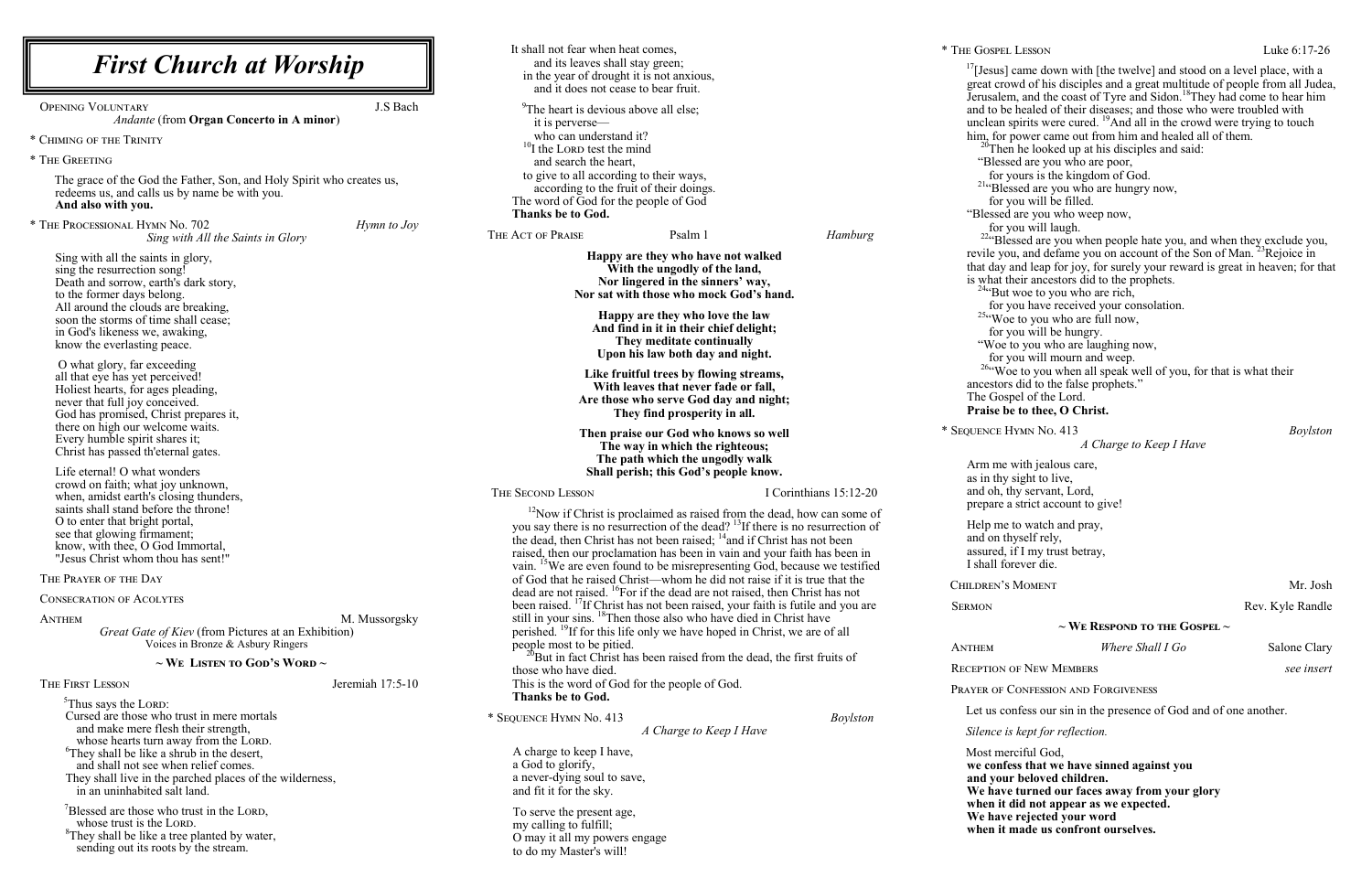# First Church at Worship

Opening Voluntary — J.S Bach
*Andante* (from **Organ Concerto in A minor**)

\* Chiming of the Trinity

\* The Greeting

The grace of the God the Father, Son, and Holy Spirit who creates us, redeems us, and calls us by name be with you.
**And also with you.**

\* The Processional Hymn No. 702 — *Hymn to Joy*
*Sing with All the Saints in Glory*

Sing with all the saints in glory,
sing the resurrection song!
Death and sorrow, earth's dark story,
to the former days belong.
All around the clouds are breaking,
soon the storms of time shall cease;
in God's likeness we, awaking,
know the everlasting peace.

O what glory, far exceeding
all that eye has yet perceived!
Holiest hearts, for ages pleading,
never that full joy conceived.
God has promised, Christ prepares it,
there on high our welcome waits.
Every humble spirit shares it;
Christ has passed th'eternal gates.

Life eternal! O what wonders
crowd on faith; what joy unknown,
when, amidst earth's closing thunders,
saints shall stand before the throne!
O to enter that bright portal,
see that glowing firmament;
know, with thee, O God Immortal,
"Jesus Christ whom thou has sent!"

The Prayer of the Day

Consecration of Acolytes

Anthem — M. Mussorgsky
*Great Gate of Kiev* (from Pictures at an Exhibition)
Voices in Bronze & Asbury Ringers

## ~ We Listen to God's Word ~

The First Lesson — Jeremiah 17:5-10

[5]Thus says the Lord:
Cursed are those who trust in mere mortals
and make mere flesh their strength,
whose hearts turn away from the Lord.
[6]They shall be like a shrub in the desert,
and shall not see when relief comes.
They shall live in the parched places of the wilderness,
in an uninhabited salt land.

[7]Blessed are those who trust in the Lord,
whose trust is the Lord.
[8]They shall be like a tree planted by water,
sending out its roots by the stream.
It shall not fear when heat comes,
and its leaves shall stay green;
in the year of drought it is not anxious,
and it does not cease to bear fruit.

[9]The heart is devious above all else;
it is perverse—
who can understand it?
[10]I the Lord test the mind
and search the heart,
to give to all according to their ways,
according to the fruit of their doings.
The word of God for the people of God
**Thanks be to God.**

The Act of Praise — Psalm 1 — *Hamburg*

**Happy are they who have not walked**
**With the ungodly of the land,**
**Nor lingered in the sinners' way,**
**Nor sat with those who mock God's hand.**

**Happy are they who love the law**
**And find in it in their chief delight;**
**They meditate continually**
**Upon his law both day and night.**

**Like fruitful trees by flowing streams,**
**With leaves that never fade or fall,**
**Are those who serve God day and night;**
**They find prosperity in all.**

**Then praise our God who knows so well**
**The way in which the righteous;**
**The path which the ungodly walk**
**Shall perish; this God's people know.**

The Second Lesson — I Corinthians 15:12-20

[12]Now if Christ is proclaimed as raised from the dead, how can some of you say there is no resurrection of the dead? [13]If there is no resurrection of the dead, then Christ has not been raised; [14]and if Christ has not been raised, then our proclamation has been in vain and your faith has been in vain. [15]We are even found to be misrepresenting God, because we testified of God that he raised Christ—whom he did not raise if it is true that the dead are not raised. [16]For if the dead are not raised, then Christ has not been raised. [17]If Christ has not been raised, your faith is futile and you are still in your sins. [18]Then those also who have died in Christ have perished. [19]If for this life only we have hoped in Christ, we are of all people most to be pitied.
[20]But in fact Christ has been raised from the dead, the first fruits of those who have died.
This is the word of God for the people of God.
**Thanks be to God.**

\* Sequence Hymn No. 413 — *Boylston*
*A Charge to Keep I Have*

A charge to keep I have,
a God to glorify,
a never-dying soul to save,
and fit it for the sky.

To serve the present age,
my calling to fulfill;
O may it all my powers engage
to do my Master's will!

\* The Gospel Lesson — Luke 6:17-26

[17][Jesus] came down with [the twelve] and stood on a level place, with a great crowd of his disciples and a great multitude of people from all Judea, Jerusalem, and the coast of Tyre and Sidon.[18]They had come to hear him and to be healed of their diseases; and those who were troubled with unclean spirits were cured. [19]And all in the crowd were trying to touch him, for power came out from him and healed all of them.
[20]Then he looked up at his disciples and said:
"Blessed are you who are poor,
for yours is the kingdom of God.
[21]"Blessed are you who are hungry now,
for you will be filled.
"Blessed are you who weep now,
for you will laugh.
[22]"Blessed are you when people hate you, and when they exclude you, revile you, and defame you on account of the Son of Man. [23]Rejoice in that day and leap for joy, for surely your reward is great in heaven; for that is what their ancestors did to the prophets.
[24]"But woe to you who are rich,
for you have received your consolation.
[25]"Woe to you who are full now,
for you will be hungry.
"Woe to you who are laughing now,
for you will mourn and weep.
[26]"Woe to you when all speak well of you, for that is what their ancestors did to the false prophets."
The Gospel of the Lord.
**Praise be to thee, O Christ.**

\* Sequence Hymn No. 413 — *Boylston*
*A Charge to Keep I Have*

Arm me with jealous care,
as in thy sight to live,
and oh, thy servant, Lord,
prepare a strict account to give!

Help me to watch and pray,
and on thyself rely,
assured, if I my trust betray,
I shall forever die.

Children's Moment — Mr. Josh

Sermon — Rev. Kyle Randle

## ~ We Respond to the Gospel ~

Anthem — *Where Shall I Go* — Salone Clary

Reception of New Members — *see insert*

Prayer of Confession and Forgiveness

Let us confess our sin in the presence of God and of one another.

*Silence is kept for reflection.*

Most merciful God,
**we confess that we have sinned against you**
**and your beloved children.**
**We have turned our faces away from your glory**
**when it did not appear as we expected.**
**We have rejected your word**
**when it made us confront ourselves.**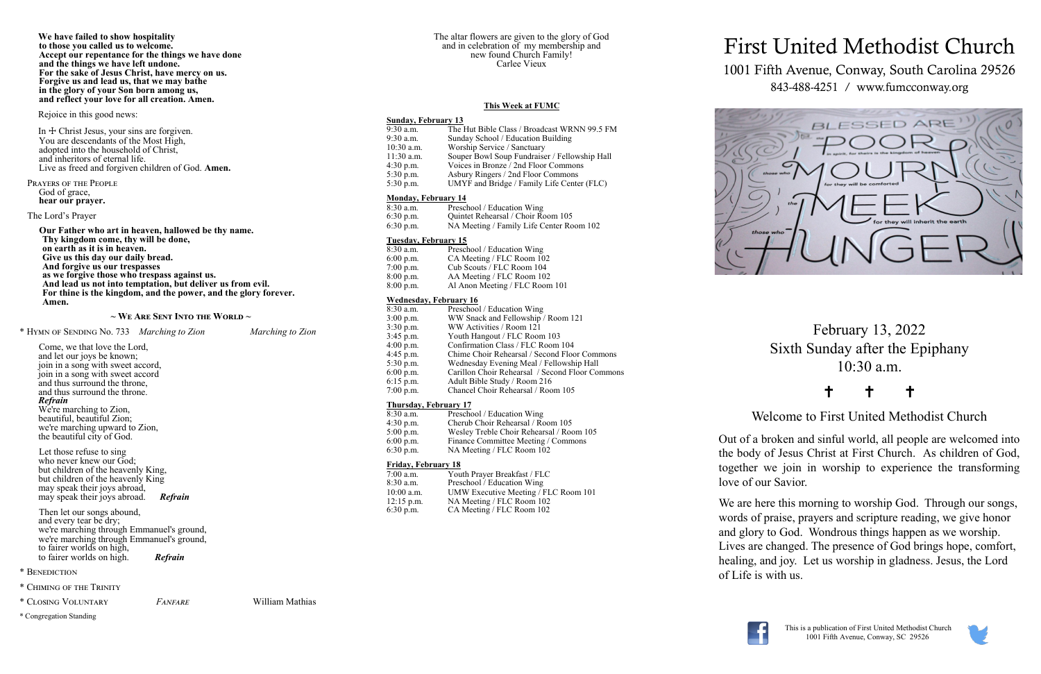**We have failed to show hospitality**
**to those you called us to welcome.**
**Accept our repentance for the things we have done**
**and the things we have left undone.**
**For the sake of Jesus Christ, have mercy on us.**
**Forgive us and lead us, that we may bathe**
**in the glory of your Son born among us,**
**and reflect your love for all creation. Amen.**

Rejoice in this good news:

In ☩ Christ Jesus, your sins are forgiven.
You are descendants of the Most High,
adopted into the household of Christ,
and inheritors of eternal life.
Live as freed and forgiven children of God. **Amen.**

Prayers of the People

God of grace,
**hear our prayer.**

The Lord's Prayer

**Our Father who art in heaven, hallowed be thy name.**
**Thy kingdom come, thy will be done,**
**on earth as it is in heaven.**
**Give us this day our daily bread.**
**And forgive us our trespasses**
**as we forgive those who trespass against us.**
**And lead us not into temptation, but deliver us from evil.**
**For thine is the kingdom, and the power, and the glory forever.**
**Amen.**

**~ We Are Sent Into the World ~**

* Hymn of Sending No. 733 *Marching to Zion* *Marching to Zion*

Come, we that love the Lord,
and let our joys be known;
join in a song with sweet accord,
join in a song with sweet accord
and thus surround the throne,
and thus surround the throne.
***Refrain***
We're marching to Zion,
beautiful, beautiful Zion;
we're marching upward to Zion,
the beautiful city of God.

Let those refuse to sing
who never knew our God;
but children of the heavenly King,
but children of the heavenly King
may speak their joys abroad,
may speak their joys abroad. ***Refrain***

Then let our songs abound,
and every tear be dry;
we're marching through Emmanuel's ground,
we're marching through Emmanuel's ground,
to fairer worlds on high,
to fairer worlds on high. ***Refrain***

* Benediction

* Chiming of the Trinity

* Closing Voluntary *Fanfare* William Mathias

* Congregation Standing

The altar flowers are given to the glory of God
and in celebration of my membership and
new found Church Family!
Carlee Vieux

## This Week at FUMC

**Sunday, February 13**

| | |
|---|---|
| 9:30 a.m. | The Hut Bible Class / Broadcast WRNN 99.5 FM |
| 9:30 a.m. | Sunday School / Education Building |
| 10:30 a.m. | Worship Service / Sanctuary |
| 11:30 a.m. | Souper Bowl Soup Fundraiser / Fellowship Hall |
| 4:30 p.m. | Voices in Bronze / 2nd Floor Commons |
| 5:30 p.m. | Asbury Ringers / 2nd Floor Commons |
| 5:30 p.m. | UMYF and Bridge / Family Life Center (FLC) |

**Monday, February 14**

| | |
|---|---|
| 8:30 a.m. | Preschool / Education Wing |
| 6:30 p.m. | Quintet Rehearsal / Choir Room 105 |
| 6:30 p.m. | NA Meeting / Family Life Center Room 102 |

**Tuesday, February 15**

| | |
|---|---|
| 8:30 a.m. | Preschool / Education Wing |
| 6:00 p.m. | CA Meeting / FLC Room 102 |
| 7:00 p.m. | Cub Scouts / FLC Room 104 |
| 8:00 p.m. | AA Meeting / FLC Room 102 |
| 8:00 p.m. | Al Anon Meeting / FLC Room 101 |

**Wednesday, February 16**

| | |
|---|---|
| 8:30 a.m. | Preschool / Education Wing |
| 3:00 p.m. | WW Snack and Fellowship / Room 121 |
| 3:30 p.m. | WW Activities / Room 121 |
| 3:45 p.m. | Youth Hangout / FLC Room 103 |
| 4:00 p.m. | Confirmation Class / FLC Room 104 |
| 4:45 p.m. | Chime Choir Rehearsal / Second Floor Commons |
| 5:30 p.m. | Wednesday Evening Meal / Fellowship Hall |
| 6:00 p.m. | Carillon Choir Rehearsal / Second Floor Commons |
| 6:15 p.m. | Adult Bible Study / Room 216 |
| 7:00 p.m. | Chancel Choir Rehearsal / Room 105 |

**Thursday, February 17**

| | |
|---|---|
| 8:30 a.m. | Preschool / Education Wing |
| 4:30 p.m. | Cherub Choir Rehearsal / Room 105 |
| 5:00 p.m. | Wesley Treble Choir Rehearsal / Room 105 |
| 6:00 p.m. | Finance Committee Meeting / Commons |
| 6:30 p.m. | NA Meeting / FLC Room 102 |

**Friday, February 18**

| | |
|---|---|
| 7:00 a.m. | Youth Prayer Breakfast / FLC |
| 8:30 a.m. | Preschool / Education Wing |
| 10:00 a.m. | UMW Executive Meeting / FLC Room 101 |
| 12:15 p.m. | NA Meeting / FLC Room 102 |
| 6:30 p.m. | CA Meeting / FLC Room 102 |

# First United Methodist Church

1001 Fifth Avenue, Conway, South Carolina 29526
843-488-4251 / www.fumcconway.org

February 13, 2022
Sixth Sunday after the Epiphany
10:30 a.m.

✝ ✝ ✝

## Welcome to First United Methodist Church

Out of a broken and sinful world, all people are welcomed into the body of Jesus Christ at First Church. As children of God, together we join in worship to experience the transforming love of our Savior.

We are here this morning to worship God. Through our songs, words of praise, prayers and scripture reading, we give honor and glory to God. Wondrous things happen as we worship. Lives are changed. The presence of God brings hope, comfort, healing, and joy. Let us worship in gladness. Jesus, the Lord of Life is with us.

This is a publication of First United Methodist Church
1001 Fifth Avenue, Conway, SC 29526